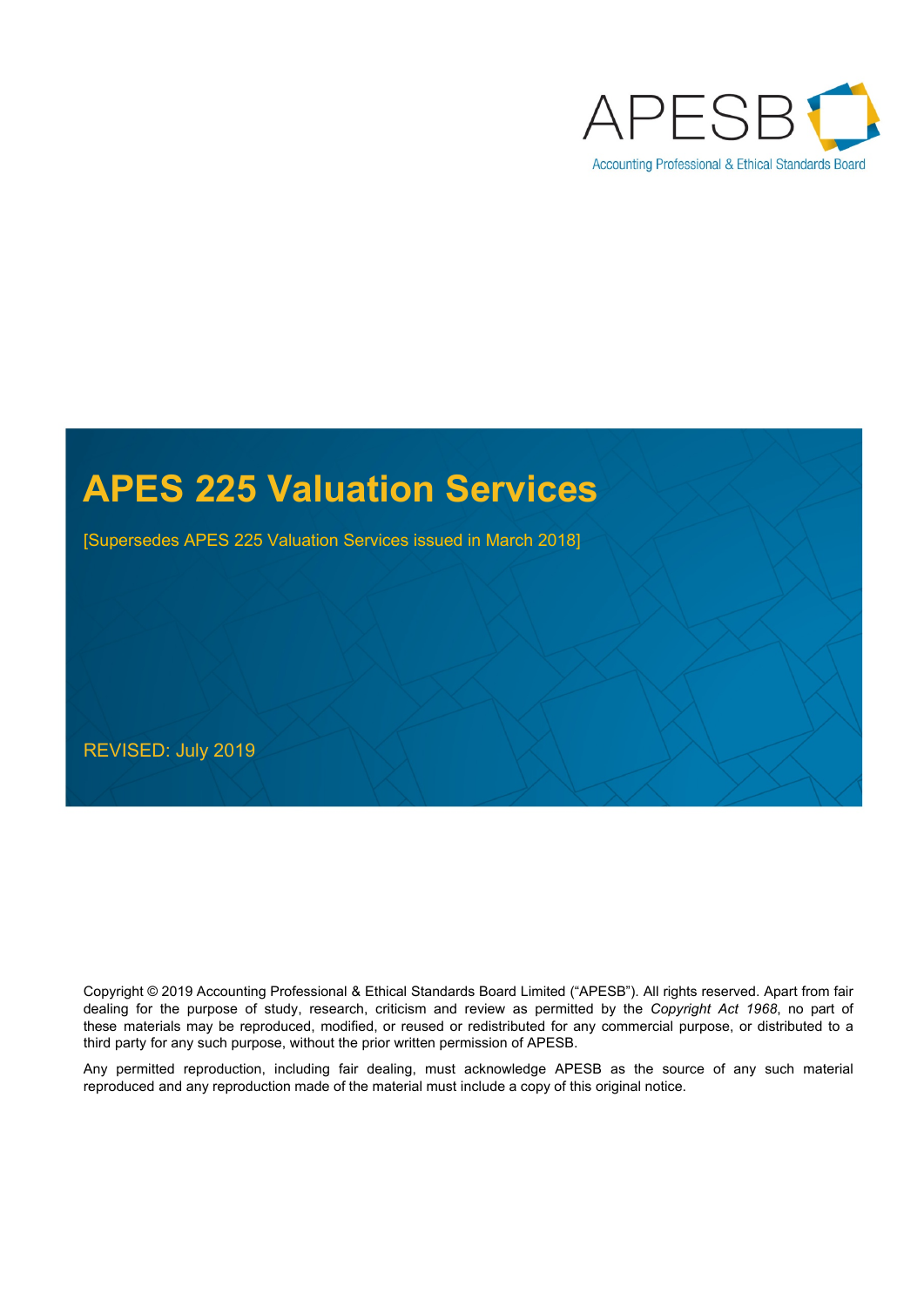APESB

Accounting Professional & Ethical Standards Board

# APES 225 Valuation Services

[Supersedes APES 225 Valuation Services issued in March 2018]

REVISED: July 2019

Copyright © 2019 Accounting Professional & Ethical Standards Board Limited ("APESB"). All rights reserved. Apart from fair dealing for the purpose of study, research, criticism and review as permitted by the *Copyright Act 1968*, no part of these materials may be reproduced, modified, or reused or redistributed for any commercial purpose, or distributed to a third party for any such purpose, without the prior written permission of APESB.

Any permitted reproduction, including fair dealing, must acknowledge APESB as the source of any such material reproduced and any reproduction made of the material must include a copy of this original notice.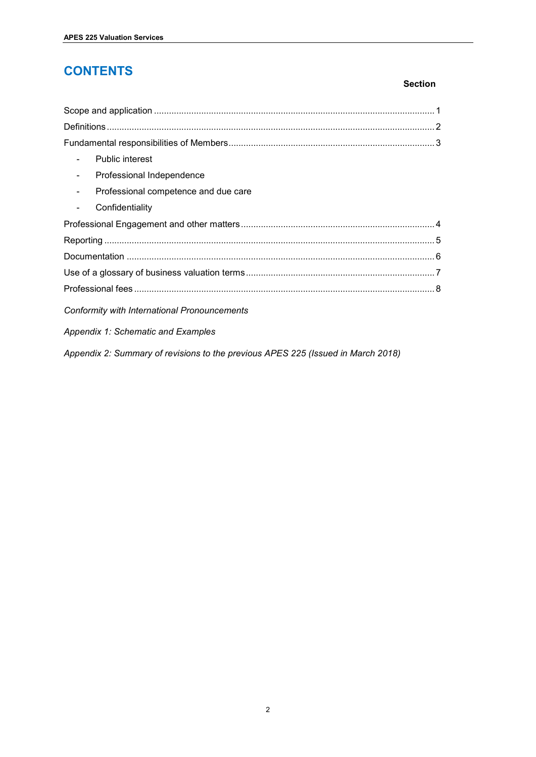# CONTENTS

| | Section |
|---|---|
| Scope and application | 1 |
| Definitions | 2 |
| Fundamental responsibilities of Members | 3 |
| - Public interest | |
| - Professional Independence | |
| - Professional competence and due care | |
| - Confidentiality | |
| Professional Engagement and other matters | 4 |
| Reporting | 5 |
| Documentation | 6 |
| Use of a glossary of business valuation terms | 7 |
| Professional fees | 8 |

*Conformity with International Pronouncements*

*Appendix 1: Schematic and Examples*

*Appendix 2: Summary of revisions to the previous APES 225 (Issued in March 2018)*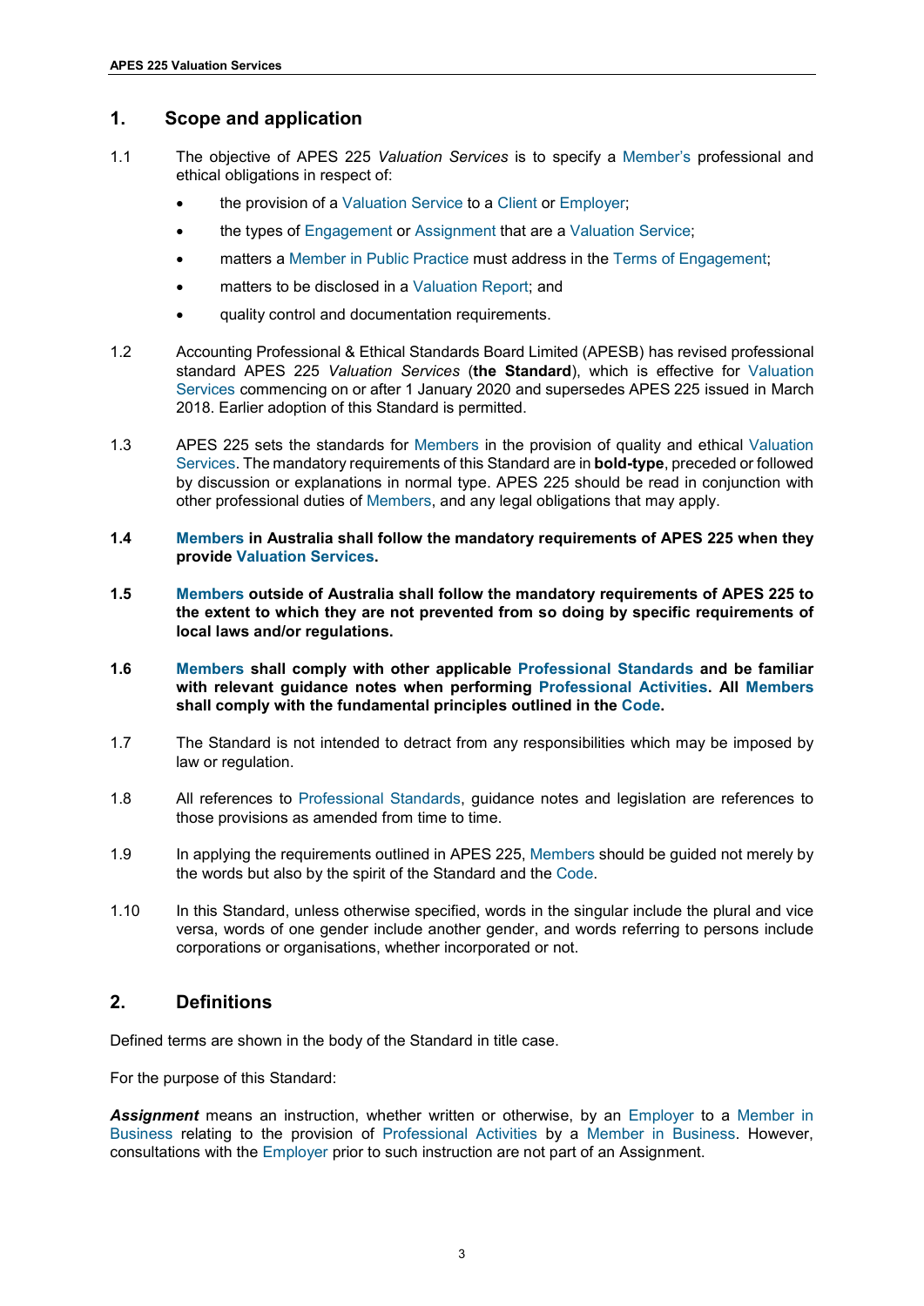## 1. Scope and application

1.1 The objective of APES 225 *Valuation Services* is to specify a Member's professional and ethical obligations in respect of:

- the provision of a Valuation Service to a Client or Employer;
- the types of Engagement or Assignment that are a Valuation Service;
- matters a Member in Public Practice must address in the Terms of Engagement;
- matters to be disclosed in a Valuation Report; and
- quality control and documentation requirements.

1.2 Accounting Professional & Ethical Standards Board Limited (APESB) has revised professional standard APES 225 *Valuation Services* (**the Standard**), which is effective for Valuation Services commencing on or after 1 January 2020 and supersedes APES 225 issued in March 2018. Earlier adoption of this Standard is permitted.

1.3 APES 225 sets the standards for Members in the provision of quality and ethical Valuation Services. The mandatory requirements of this Standard are in **bold-type**, preceded or followed by discussion or explanations in normal type. APES 225 should be read in conjunction with other professional duties of Members, and any legal obligations that may apply.

**1.4 Members in Australia shall follow the mandatory requirements of APES 225 when they provide Valuation Services.**

**1.5 Members outside of Australia shall follow the mandatory requirements of APES 225 to the extent to which they are not prevented from so doing by specific requirements of local laws and/or regulations.**

**1.6 Members shall comply with other applicable Professional Standards and be familiar with relevant guidance notes when performing Professional Activities. All Members shall comply with the fundamental principles outlined in the Code.**

1.7 The Standard is not intended to detract from any responsibilities which may be imposed by law or regulation.

1.8 All references to Professional Standards, guidance notes and legislation are references to those provisions as amended from time to time.

1.9 In applying the requirements outlined in APES 225, Members should be guided not merely by the words but also by the spirit of the Standard and the Code.

1.10 In this Standard, unless otherwise specified, words in the singular include the plural and vice versa, words of one gender include another gender, and words referring to persons include corporations or organisations, whether incorporated or not.

## 2. Definitions

Defined terms are shown in the body of the Standard in title case.

For the purpose of this Standard:

***Assignment*** means an instruction, whether written or otherwise, by an Employer to a Member in Business relating to the provision of Professional Activities by a Member in Business. However, consultations with the Employer prior to such instruction are not part of an Assignment.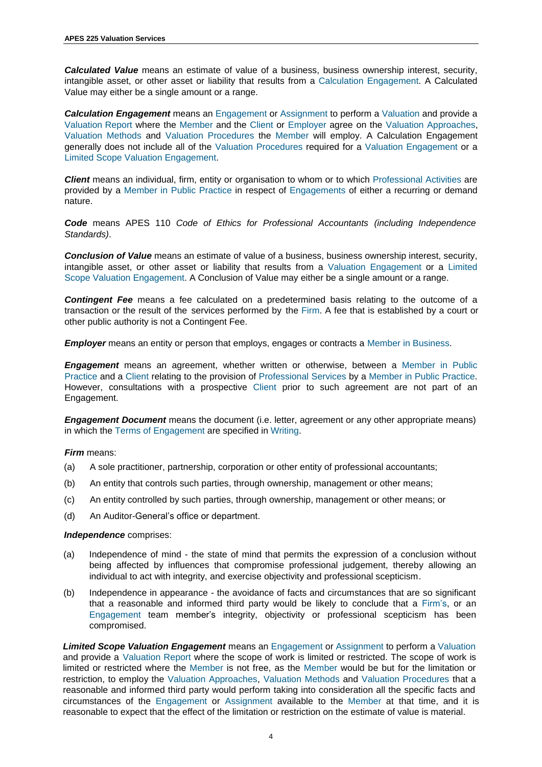***Calculated Value*** means an estimate of value of a business, business ownership interest, security, intangible asset, or other asset or liability that results from a Calculation Engagement. A Calculated Value may either be a single amount or a range.

***Calculation Engagement*** means an Engagement or Assignment to perform a Valuation and provide a Valuation Report where the Member and the Client or Employer agree on the Valuation Approaches, Valuation Methods and Valuation Procedures the Member will employ. A Calculation Engagement generally does not include all of the Valuation Procedures required for a Valuation Engagement or a Limited Scope Valuation Engagement.

***Client*** means an individual, firm, entity or organisation to whom or to which Professional Activities are provided by a Member in Public Practice in respect of Engagements of either a recurring or demand nature.

***Code*** means APES 110 *Code of Ethics for Professional Accountants (including Independence Standards)*.

***Conclusion of Value*** means an estimate of value of a business, business ownership interest, security, intangible asset, or other asset or liability that results from a Valuation Engagement or a Limited Scope Valuation Engagement. A Conclusion of Value may either be a single amount or a range.

***Contingent Fee*** means a fee calculated on a predetermined basis relating to the outcome of a transaction or the result of the services performed by the Firm. A fee that is established by a court or other public authority is not a Contingent Fee.

***Employer*** means an entity or person that employs, engages or contracts a Member in Business.

***Engagement*** means an agreement, whether written or otherwise, between a Member in Public Practice and a Client relating to the provision of Professional Services by a Member in Public Practice. However, consultations with a prospective Client prior to such agreement are not part of an Engagement.

***Engagement Document*** means the document (i.e. letter, agreement or any other appropriate means) in which the Terms of Engagement are specified in Writing.

***Firm*** means:

(a) A sole practitioner, partnership, corporation or other entity of professional accountants;

(b) An entity that controls such parties, through ownership, management or other means;

(c) An entity controlled by such parties, through ownership, management or other means; or

(d) An Auditor-General's office or department.

***Independence*** comprises:

(a) Independence of mind - the state of mind that permits the expression of a conclusion without being affected by influences that compromise professional judgement, thereby allowing an individual to act with integrity, and exercise objectivity and professional scepticism.

(b) Independence in appearance - the avoidance of facts and circumstances that are so significant that a reasonable and informed third party would be likely to conclude that a Firm's, or an Engagement team member's integrity, objectivity or professional scepticism has been compromised.

***Limited Scope Valuation Engagement*** means an Engagement or Assignment to perform a Valuation and provide a Valuation Report where the scope of work is limited or restricted. The scope of work is limited or restricted where the Member is not free, as the Member would be but for the limitation or restriction, to employ the Valuation Approaches, Valuation Methods and Valuation Procedures that a reasonable and informed third party would perform taking into consideration all the specific facts and circumstances of the Engagement or Assignment available to the Member at that time, and it is reasonable to expect that the effect of the limitation or restriction on the estimate of value is material.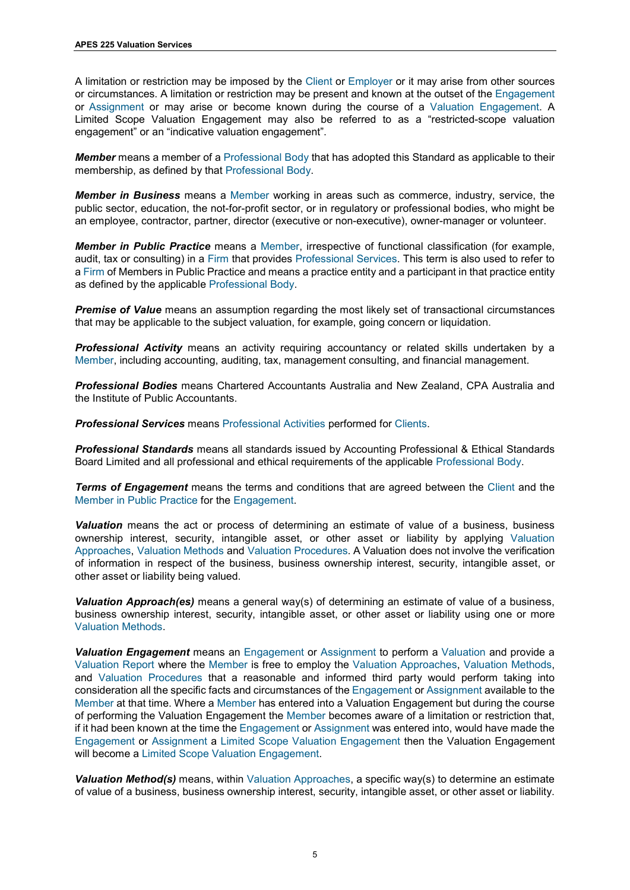A limitation or restriction may be imposed by the Client or Employer or it may arise from other sources or circumstances. A limitation or restriction may be present and known at the outset of the Engagement or Assignment or may arise or become known during the course of a Valuation Engagement. A Limited Scope Valuation Engagement may also be referred to as a "restricted-scope valuation engagement" or an "indicative valuation engagement".

***Member*** means a member of a Professional Body that has adopted this Standard as applicable to their membership, as defined by that Professional Body.

***Member in Business*** means a Member working in areas such as commerce, industry, service, the public sector, education, the not-for-profit sector, or in regulatory or professional bodies, who might be an employee, contractor, partner, director (executive or non-executive), owner-manager or volunteer.

***Member in Public Practice*** means a Member, irrespective of functional classification (for example, audit, tax or consulting) in a Firm that provides Professional Services. This term is also used to refer to a Firm of Members in Public Practice and means a practice entity and a participant in that practice entity as defined by the applicable Professional Body.

***Premise of Value*** means an assumption regarding the most likely set of transactional circumstances that may be applicable to the subject valuation, for example, going concern or liquidation.

***Professional Activity*** means an activity requiring accountancy or related skills undertaken by a Member, including accounting, auditing, tax, management consulting, and financial management.

***Professional Bodies*** means Chartered Accountants Australia and New Zealand, CPA Australia and the Institute of Public Accountants.

***Professional Services*** means Professional Activities performed for Clients.

***Professional Standards*** means all standards issued by Accounting Professional & Ethical Standards Board Limited and all professional and ethical requirements of the applicable Professional Body.

***Terms of Engagement*** means the terms and conditions that are agreed between the Client and the Member in Public Practice for the Engagement.

***Valuation*** means the act or process of determining an estimate of value of a business, business ownership interest, security, intangible asset, or other asset or liability by applying Valuation Approaches, Valuation Methods and Valuation Procedures. A Valuation does not involve the verification of information in respect of the business, business ownership interest, security, intangible asset, or other asset or liability being valued.

***Valuation Approach(es)*** means a general way(s) of determining an estimate of value of a business, business ownership interest, security, intangible asset, or other asset or liability using one or more Valuation Methods.

***Valuation Engagement*** means an Engagement or Assignment to perform a Valuation and provide a Valuation Report where the Member is free to employ the Valuation Approaches, Valuation Methods, and Valuation Procedures that a reasonable and informed third party would perform taking into consideration all the specific facts and circumstances of the Engagement or Assignment available to the Member at that time. Where a Member has entered into a Valuation Engagement but during the course of performing the Valuation Engagement the Member becomes aware of a limitation or restriction that, if it had been known at the time the Engagement or Assignment was entered into, would have made the Engagement or Assignment a Limited Scope Valuation Engagement then the Valuation Engagement will become a Limited Scope Valuation Engagement.

***Valuation Method(s)*** means, within Valuation Approaches, a specific way(s) to determine an estimate of value of a business, business ownership interest, security, intangible asset, or other asset or liability.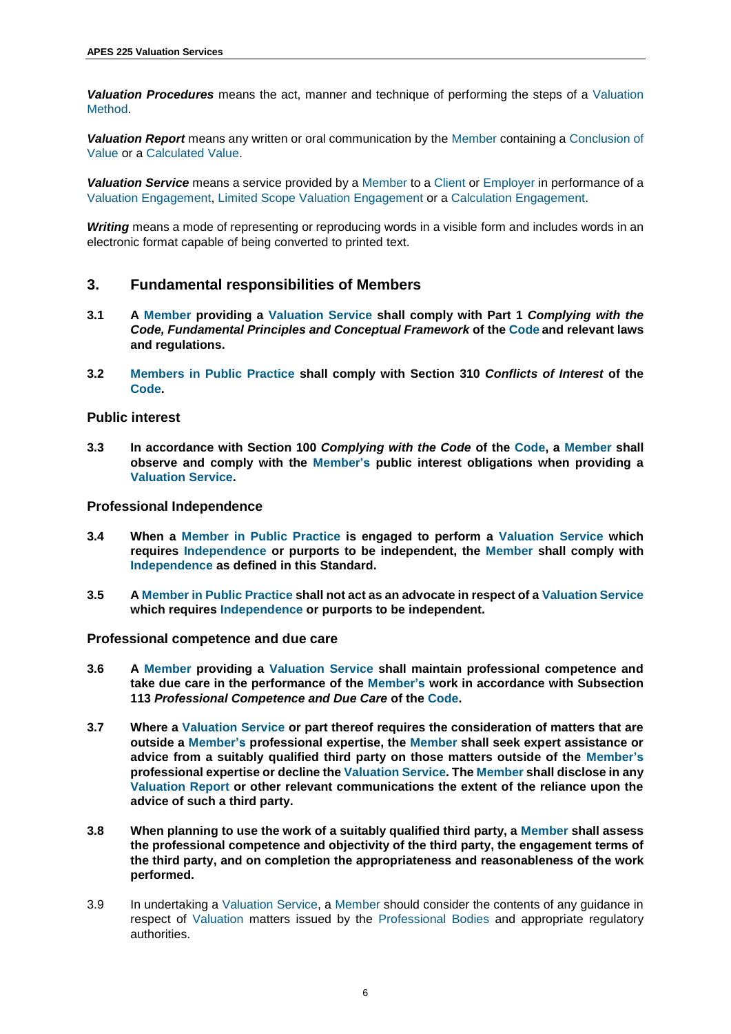***Valuation Procedures*** means the act, manner and technique of performing the steps of a Valuation Method.

***Valuation Report*** means any written or oral communication by the Member containing a Conclusion of Value or a Calculated Value.

***Valuation Service*** means a service provided by a Member to a Client or Employer in performance of a Valuation Engagement, Limited Scope Valuation Engagement or a Calculation Engagement.

***Writing*** means a mode of representing or reproducing words in a visible form and includes words in an electronic format capable of being converted to printed text.

## 3. Fundamental responsibilities of Members

**3.1 A Member providing a Valuation Service shall comply with Part 1 *Complying with the Code, Fundamental Principles and Conceptual Framework* of the Code and relevant laws and regulations.**

**3.2 Members in Public Practice shall comply with Section 310 *Conflicts of Interest* of the Code.**

### Public interest

**3.3 In accordance with Section 100 *Complying with the Code* of the Code, a Member shall observe and comply with the Member's public interest obligations when providing a Valuation Service.**

### Professional Independence

**3.4 When a Member in Public Practice is engaged to perform a Valuation Service which requires Independence or purports to be independent, the Member shall comply with Independence as defined in this Standard.**

**3.5 A Member in Public Practice shall not act as an advocate in respect of a Valuation Service which requires Independence or purports to be independent.**

### Professional competence and due care

**3.6 A Member providing a Valuation Service shall maintain professional competence and take due care in the performance of the Member's work in accordance with Subsection 113 *Professional Competence and Due Care* of the Code.**

**3.7 Where a Valuation Service or part thereof requires the consideration of matters that are outside a Member's professional expertise, the Member shall seek expert assistance or advice from a suitably qualified third party on those matters outside of the Member's professional expertise or decline the Valuation Service. The Member shall disclose in any Valuation Report or other relevant communications the extent of the reliance upon the advice of such a third party.**

**3.8 When planning to use the work of a suitably qualified third party, a Member shall assess the professional competence and objectivity of the third party, the engagement terms of the third party, and on completion the appropriateness and reasonableness of the work performed.**

3.9 In undertaking a Valuation Service, a Member should consider the contents of any guidance in respect of Valuation matters issued by the Professional Bodies and appropriate regulatory authorities.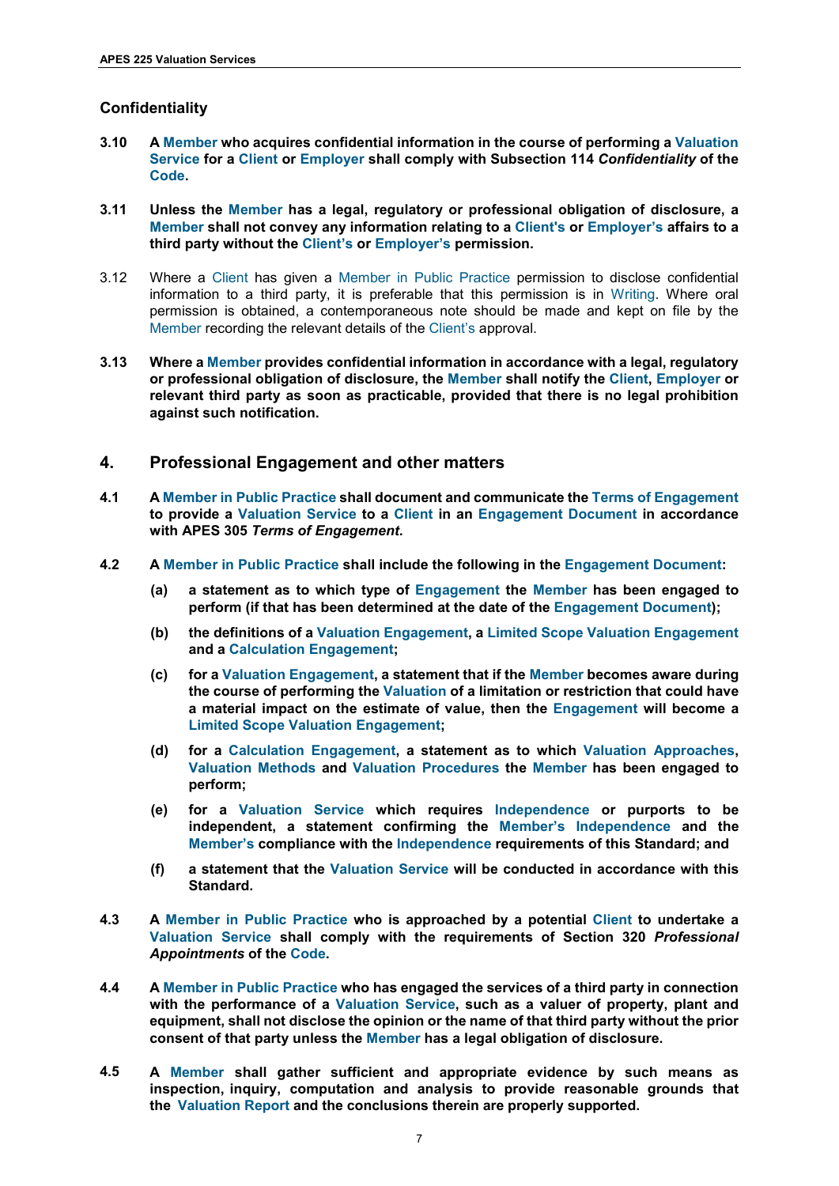## Confidentiality

**3.10 A Member who acquires confidential information in the course of performing a Valuation Service for a Client or Employer shall comply with Subsection 114 *Confidentiality* of the Code.**

**3.11 Unless the Member has a legal, regulatory or professional obligation of disclosure, a Member shall not convey any information relating to a Client's or Employer's affairs to a third party without the Client's or Employer's permission.**

3.12 Where a Client has given a Member in Public Practice permission to disclose confidential information to a third party, it is preferable that this permission is in Writing. Where oral permission is obtained, a contemporaneous note should be made and kept on file by the Member recording the relevant details of the Client's approval.

**3.13 Where a Member provides confidential information in accordance with a legal, regulatory or professional obligation of disclosure, the Member shall notify the Client, Employer or relevant third party as soon as practicable, provided that there is no legal prohibition against such notification.**

## 4. Professional Engagement and other matters

**4.1 A Member in Public Practice shall document and communicate the Terms of Engagement to provide a Valuation Service to a Client in an Engagement Document in accordance with APES 305 *Terms of Engagement*.**

**4.2 A Member in Public Practice shall include the following in the Engagement Document:**

**(a) a statement as to which type of Engagement the Member has been engaged to perform (if that has been determined at the date of the Engagement Document);**

**(b) the definitions of a Valuation Engagement, a Limited Scope Valuation Engagement and a Calculation Engagement;**

**(c) for a Valuation Engagement, a statement that if the Member becomes aware during the course of performing the Valuation of a limitation or restriction that could have a material impact on the estimate of value, then the Engagement will become a Limited Scope Valuation Engagement;**

**(d) for a Calculation Engagement, a statement as to which Valuation Approaches, Valuation Methods and Valuation Procedures the Member has been engaged to perform;**

**(e) for a Valuation Service which requires Independence or purports to be independent, a statement confirming the Member's Independence and the Member's compliance with the Independence requirements of this Standard; and**

**(f) a statement that the Valuation Service will be conducted in accordance with this Standard.**

**4.3 A Member in Public Practice who is approached by a potential Client to undertake a Valuation Service shall comply with the requirements of Section 320 *Professional Appointments* of the Code.**

**4.4 A Member in Public Practice who has engaged the services of a third party in connection with the performance of a Valuation Service, such as a valuer of property, plant and equipment, shall not disclose the opinion or the name of that third party without the prior consent of that party unless the Member has a legal obligation of disclosure.**

**4.5 A Member shall gather sufficient and appropriate evidence by such means as inspection, inquiry, computation and analysis to provide reasonable grounds that the Valuation Report and the conclusions therein are properly supported.**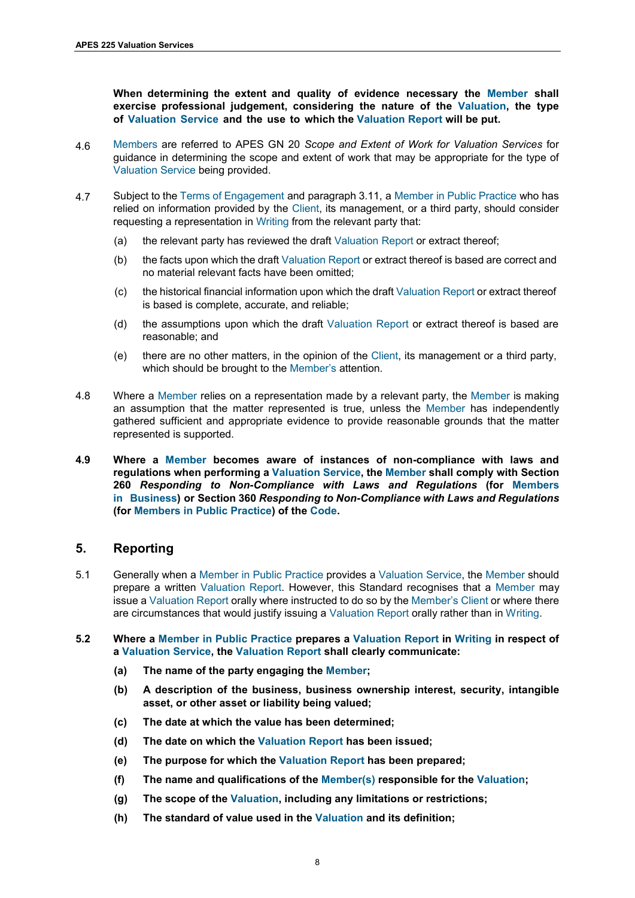**When determining the extent and quality of evidence necessary the Member shall exercise professional judgement, considering the nature of the Valuation, the type of Valuation Service and the use to which the Valuation Report will be put.**

4.6 Members are referred to APES GN 20 *Scope and Extent of Work for Valuation Services* for guidance in determining the scope and extent of work that may be appropriate for the type of Valuation Service being provided.

4.7 Subject to the Terms of Engagement and paragraph 3.11, a Member in Public Practice who has relied on information provided by the Client, its management, or a third party, should consider requesting a representation in Writing from the relevant party that:

(a) the relevant party has reviewed the draft Valuation Report or extract thereof;

(b) the facts upon which the draft Valuation Report or extract thereof is based are correct and no material relevant facts have been omitted;

(c) the historical financial information upon which the draft Valuation Report or extract thereof is based is complete, accurate, and reliable;

(d) the assumptions upon which the draft Valuation Report or extract thereof is based are reasonable; and

(e) there are no other matters, in the opinion of the Client, its management or a third party, which should be brought to the Member's attention.

4.8 Where a Member relies on a representation made by a relevant party, the Member is making an assumption that the matter represented is true, unless the Member has independently gathered sufficient and appropriate evidence to provide reasonable grounds that the matter represented is supported.

**4.9 Where a Member becomes aware of instances of non-compliance with laws and regulations when performing a Valuation Service, the Member shall comply with Section 260 *Responding to Non-Compliance with Laws and Regulations* (for Members in Business) or Section 360 *Responding to Non-Compliance with Laws and Regulations* (for Members in Public Practice) of the Code.**

## 5. Reporting

5.1 Generally when a Member in Public Practice provides a Valuation Service, the Member should prepare a written Valuation Report. However, this Standard recognises that a Member may issue a Valuation Report orally where instructed to do so by the Member's Client or where there are circumstances that would justify issuing a Valuation Report orally rather than in Writing.

**5.2 Where a Member in Public Practice prepares a Valuation Report in Writing in respect of a Valuation Service, the Valuation Report shall clearly communicate:**

**(a) The name of the party engaging the Member;**

**(b) A description of the business, business ownership interest, security, intangible asset, or other asset or liability being valued;**

**(c) The date at which the value has been determined;**

**(d) The date on which the Valuation Report has been issued;**

**(e) The purpose for which the Valuation Report has been prepared;**

**(f) The name and qualifications of the Member(s) responsible for the Valuation;**

**(g) The scope of the Valuation, including any limitations or restrictions;**

**(h) The standard of value used in the Valuation and its definition;**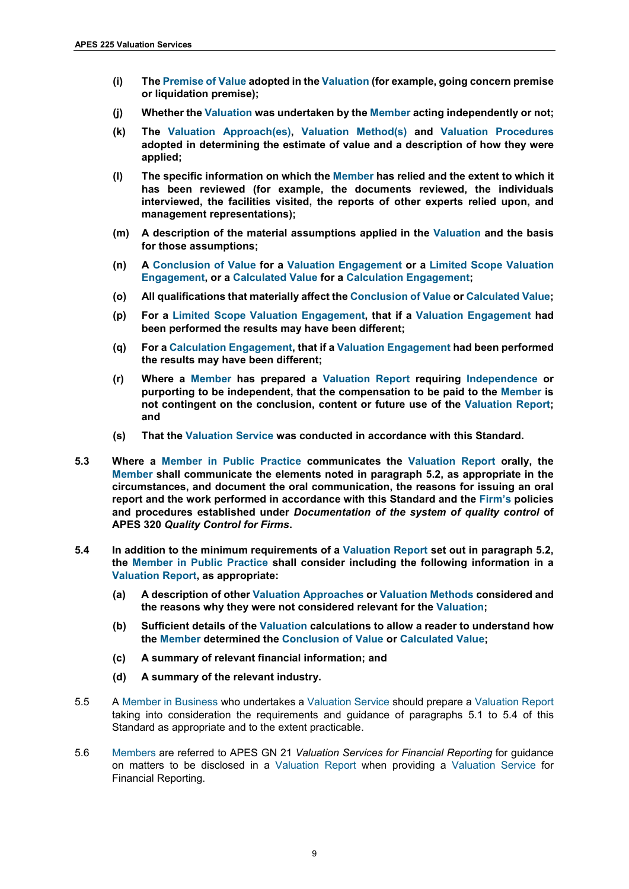**(i) The Premise of Value adopted in the Valuation (for example, going concern premise or liquidation premise);**

**(j) Whether the Valuation was undertaken by the Member acting independently or not;**

**(k) The Valuation Approach(es), Valuation Method(s) and Valuation Procedures adopted in determining the estimate of value and a description of how they were applied;**

**(l) The specific information on which the Member has relied and the extent to which it has been reviewed (for example, the documents reviewed, the individuals interviewed, the facilities visited, the reports of other experts relied upon, and management representations);**

**(m) A description of the material assumptions applied in the Valuation and the basis for those assumptions;**

**(n) A Conclusion of Value for a Valuation Engagement or a Limited Scope Valuation Engagement, or a Calculated Value for a Calculation Engagement;**

**(o) All qualifications that materially affect the Conclusion of Value or Calculated Value;**

**(p) For a Limited Scope Valuation Engagement, that if a Valuation Engagement had been performed the results may have been different;**

**(q) For a Calculation Engagement, that if a Valuation Engagement had been performed the results may have been different;**

**(r) Where a Member has prepared a Valuation Report requiring Independence or purporting to be independent, that the compensation to be paid to the Member is not contingent on the conclusion, content or future use of the Valuation Report; and**

**(s) That the Valuation Service was conducted in accordance with this Standard.**

**5.3 Where a Member in Public Practice communicates the Valuation Report orally, the Member shall communicate the elements noted in paragraph 5.2, as appropriate in the circumstances, and document the oral communication, the reasons for issuing an oral report and the work performed in accordance with this Standard and the Firm's policies and procedures established under *Documentation of the system of quality control* of APES 320 *Quality Control for Firms*.**

**5.4 In addition to the minimum requirements of a Valuation Report set out in paragraph 5.2, the Member in Public Practice shall consider including the following information in a Valuation Report, as appropriate:**

**(a) A description of other Valuation Approaches or Valuation Methods considered and the reasons why they were not considered relevant for the Valuation;**

**(b) Sufficient details of the Valuation calculations to allow a reader to understand how the Member determined the Conclusion of Value or Calculated Value;**

**(c) A summary of relevant financial information; and**

**(d) A summary of the relevant industry.**

5.5 A Member in Business who undertakes a Valuation Service should prepare a Valuation Report taking into consideration the requirements and guidance of paragraphs 5.1 to 5.4 of this Standard as appropriate and to the extent practicable.

5.6 Members are referred to APES GN 21 *Valuation Services for Financial Reporting* for guidance on matters to be disclosed in a Valuation Report when providing a Valuation Service for Financial Reporting.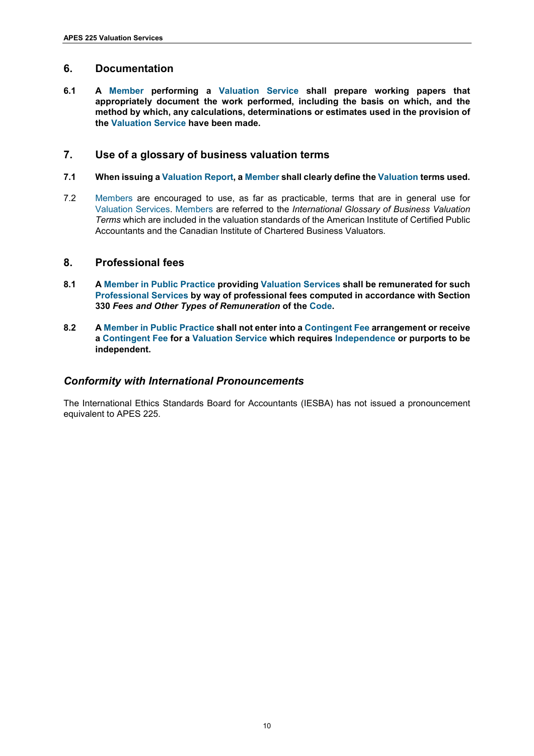## 6. Documentation

**6.1 A Member performing a Valuation Service shall prepare working papers that appropriately document the work performed, including the basis on which, and the method by which, any calculations, determinations or estimates used in the provision of the Valuation Service have been made.**

## 7. Use of a glossary of business valuation terms

**7.1 When issuing a Valuation Report, a Member shall clearly define the Valuation terms used.**

7.2 Members are encouraged to use, as far as practicable, terms that are in general use for Valuation Services. Members are referred to the *International Glossary of Business Valuation Terms* which are included in the valuation standards of the American Institute of Certified Public Accountants and the Canadian Institute of Chartered Business Valuators.

## 8. Professional fees

**8.1 A Member in Public Practice providing Valuation Services shall be remunerated for such Professional Services by way of professional fees computed in accordance with Section 330 *Fees and Other Types of Remuneration* of the Code.**

**8.2 A Member in Public Practice shall not enter into a Contingent Fee arrangement or receive a Contingent Fee for a Valuation Service which requires Independence or purports to be independent.**

## *Conformity with International Pronouncements*

The International Ethics Standards Board for Accountants (IESBA) has not issued a pronouncement equivalent to APES 225.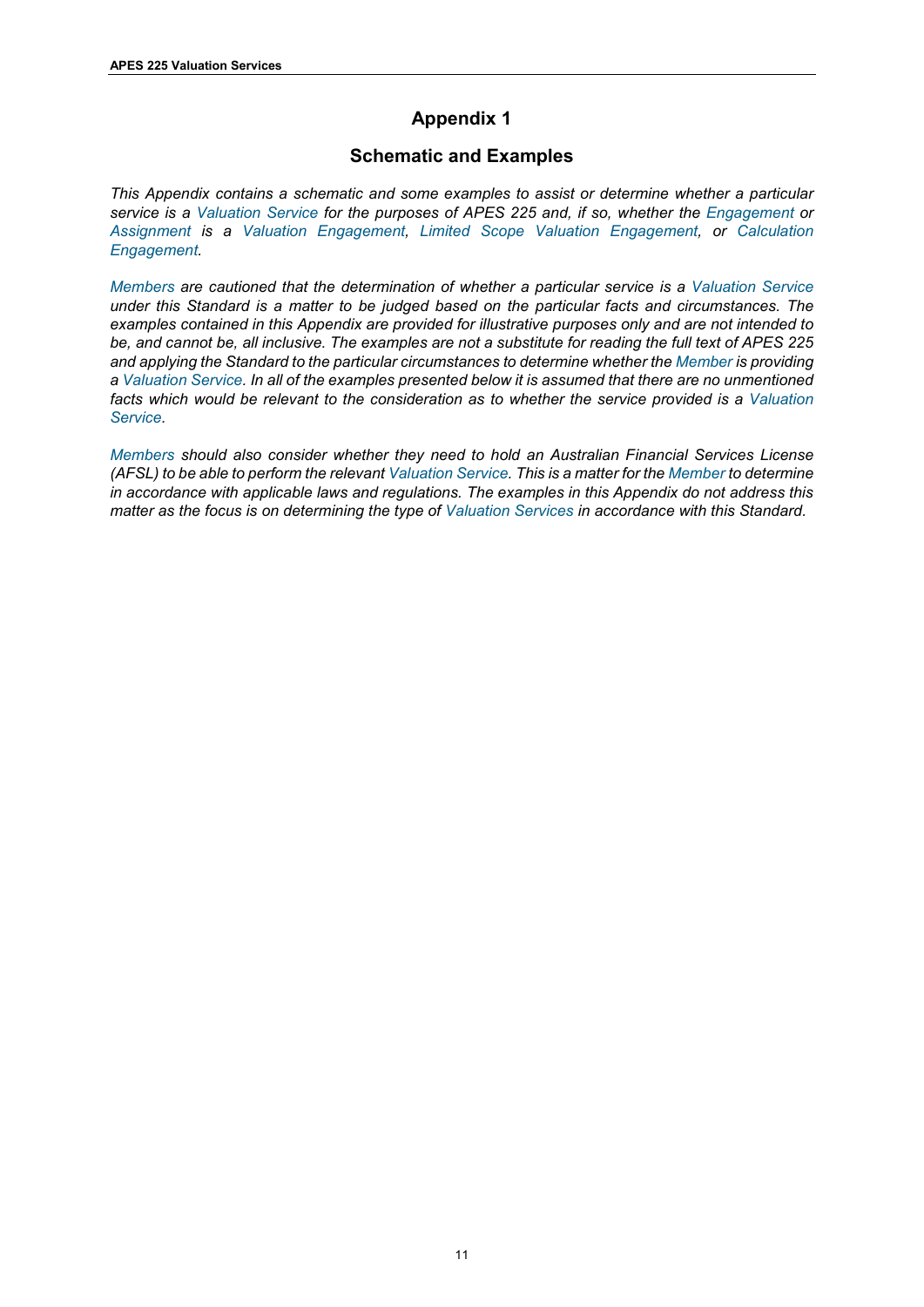# Appendix 1

## Schematic and Examples

*This Appendix contains a schematic and some examples to assist or determine whether a particular service is a Valuation Service for the purposes of APES 225 and, if so, whether the Engagement or Assignment is a Valuation Engagement, Limited Scope Valuation Engagement, or Calculation Engagement.*

*Members are cautioned that the determination of whether a particular service is a Valuation Service under this Standard is a matter to be judged based on the particular facts and circumstances. The examples contained in this Appendix are provided for illustrative purposes only and are not intended to be, and cannot be, all inclusive. The examples are not a substitute for reading the full text of APES 225 and applying the Standard to the particular circumstances to determine whether the Member is providing a Valuation Service. In all of the examples presented below it is assumed that there are no unmentioned facts which would be relevant to the consideration as to whether the service provided is a Valuation Service.*

*Members should also consider whether they need to hold an Australian Financial Services License (AFSL) to be able to perform the relevant Valuation Service. This is a matter for the Member to determine in accordance with applicable laws and regulations. The examples in this Appendix do not address this matter as the focus is on determining the type of Valuation Services in accordance with this Standard.*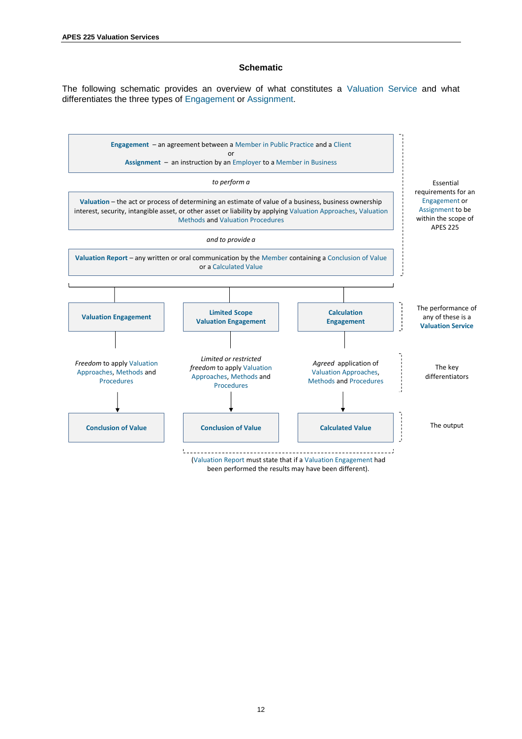### Schematic

The following schematic provides an overview of what constitutes a Valuation Service and what differentiates the three types of Engagement or Assignment.

**Engagement** – an agreement between a Member in Public Practice and a Client
or
**Assignment** – an instruction by an Employer to a Member in Business

*to perform a*

**Valuation** – the act or process of determining an estimate of value of a business, business ownership interest, security, intangible asset, or other asset or liability by applying Valuation Approaches, Valuation Methods and Valuation Procedures

*and to provide a*

**Valuation Report** – any written or oral communication by the Member containing a Conclusion of Value or a Calculated Value

*Essential requirements for an Engagement or Assignment to be within the scope of APES 225*

| Valuation Engagement | Limited Scope Valuation Engagement | Calculation Engagement | The performance of any of these is a **Valuation Service** |
|---|---|---|---|
| *Freedom* to apply Valuation Approaches, Methods and Procedures | *Limited or restricted freedom* to apply Valuation Approaches, Methods and Procedures | *Agreed* application of Valuation Approaches, Methods and Procedures | The key differentiators |
| **Conclusion of Value** | **Conclusion of Value** | **Calculated Value** | The output |

(Valuation Report must state that if a Valuation Engagement had been performed the results may have been different).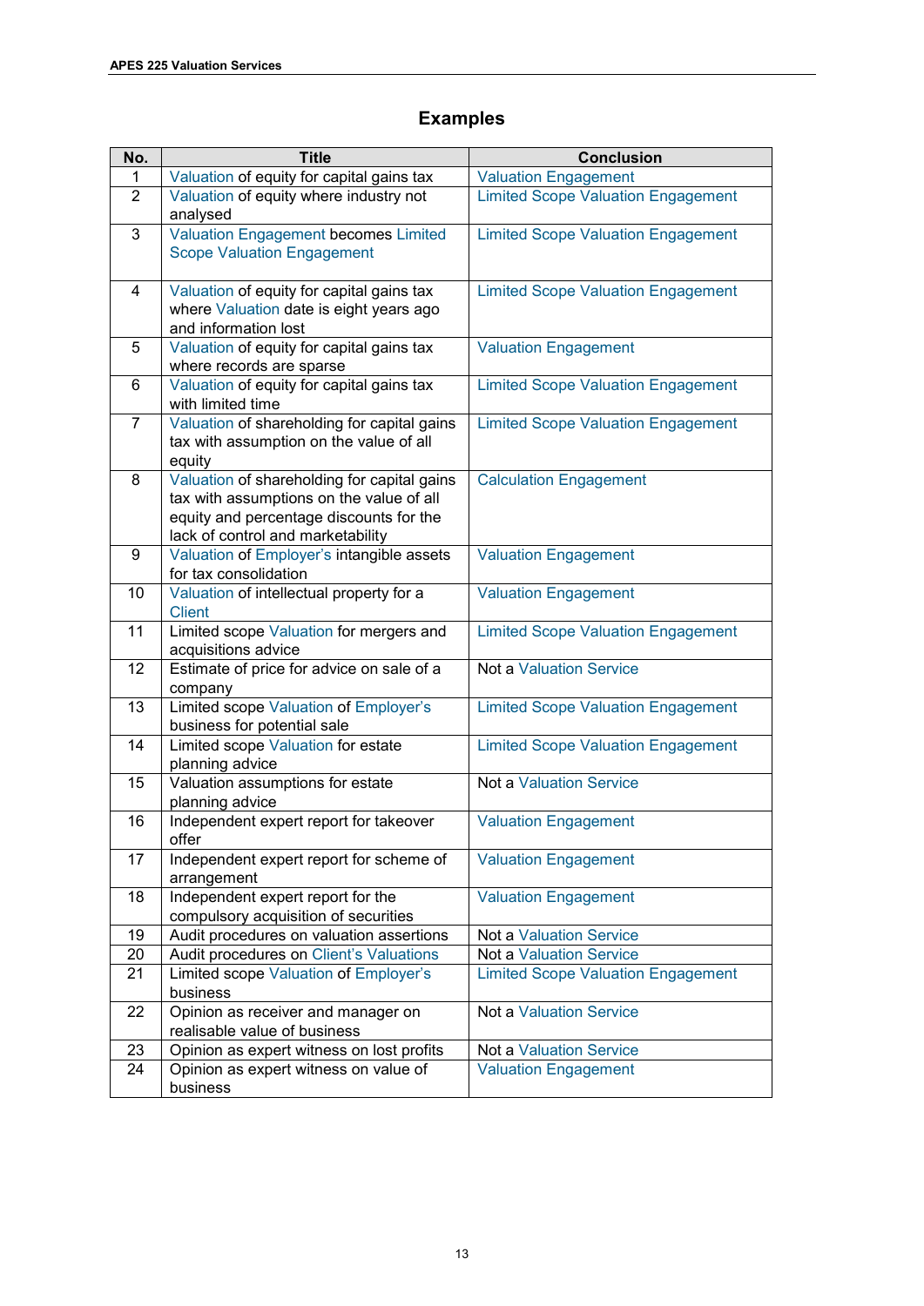## Examples

| No. | Title | Conclusion |
|---|---|---|
| 1 | Valuation of equity for capital gains tax | Valuation Engagement |
| 2 | Valuation of equity where industry not analysed | Limited Scope Valuation Engagement |
| 3 | Valuation Engagement becomes Limited Scope Valuation Engagement | Limited Scope Valuation Engagement |
| 4 | Valuation of equity for capital gains tax where Valuation date is eight years ago and information lost | Limited Scope Valuation Engagement |
| 5 | Valuation of equity for capital gains tax where records are sparse | Valuation Engagement |
| 6 | Valuation of equity for capital gains tax with limited time | Limited Scope Valuation Engagement |
| 7 | Valuation of shareholding for capital gains tax with assumption on the value of all equity | Limited Scope Valuation Engagement |
| 8 | Valuation of shareholding for capital gains tax with assumptions on the value of all equity and percentage discounts for the lack of control and marketability | Calculation Engagement |
| 9 | Valuation of Employer's intangible assets for tax consolidation | Valuation Engagement |
| 10 | Valuation of intellectual property for a Client | Valuation Engagement |
| 11 | Limited scope Valuation for mergers and acquisitions advice | Limited Scope Valuation Engagement |
| 12 | Estimate of price for advice on sale of a company | Not a Valuation Service |
| 13 | Limited scope Valuation of Employer's business for potential sale | Limited Scope Valuation Engagement |
| 14 | Limited scope Valuation for estate planning advice | Limited Scope Valuation Engagement |
| 15 | Valuation assumptions for estate planning advice | Not a Valuation Service |
| 16 | Independent expert report for takeover offer | Valuation Engagement |
| 17 | Independent expert report for scheme of arrangement | Valuation Engagement |
| 18 | Independent expert report for the compulsory acquisition of securities | Valuation Engagement |
| 19 | Audit procedures on valuation assertions | Not a Valuation Service |
| 20 | Audit procedures on Client's Valuations | Not a Valuation Service |
| 21 | Limited scope Valuation of Employer's business | Limited Scope Valuation Engagement |
| 22 | Opinion as receiver and manager on realisable value of business | Not a Valuation Service |
| 23 | Opinion as expert witness on lost profits | Not a Valuation Service |
| 24 | Opinion as expert witness on value of business | Valuation Engagement |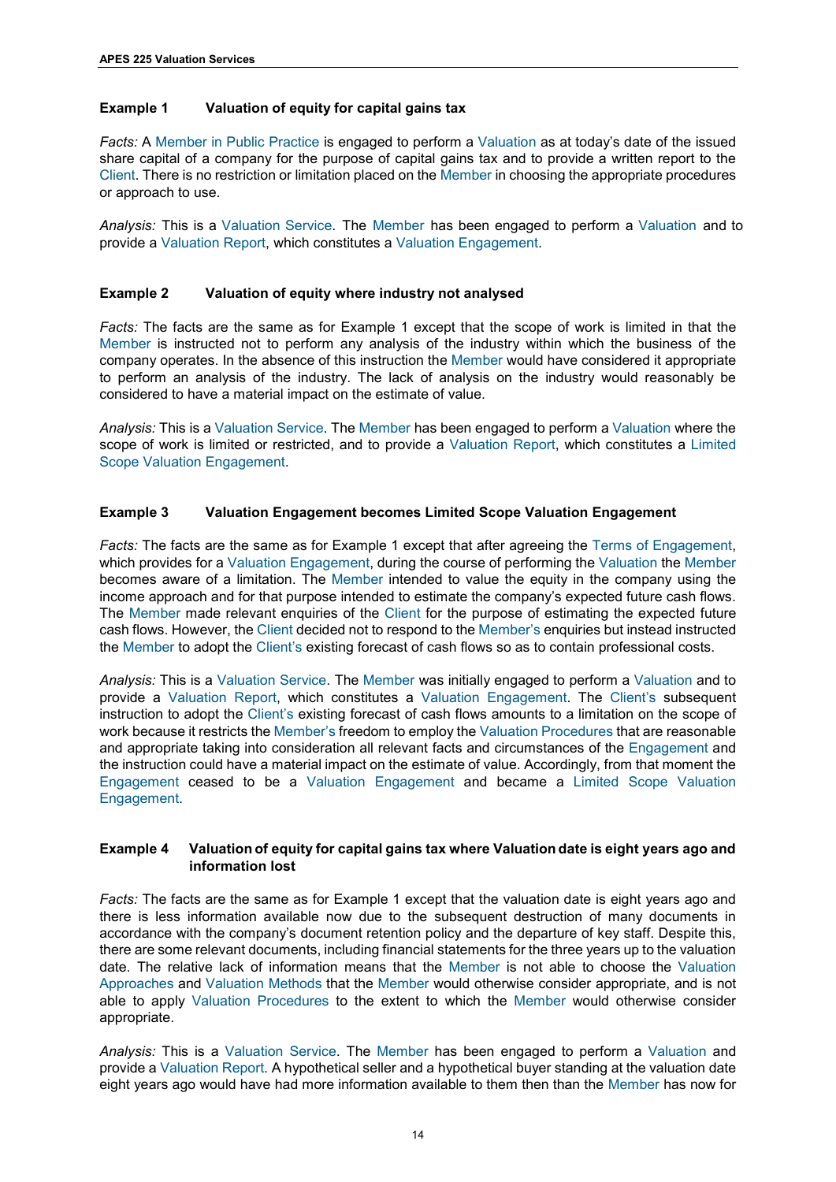#### Example 1 Valuation of equity for capital gains tax

*Facts:* A Member in Public Practice is engaged to perform a Valuation as at today's date of the issued share capital of a company for the purpose of capital gains tax and to provide a written report to the Client. There is no restriction or limitation placed on the Member in choosing the appropriate procedures or approach to use.

*Analysis:* This is a Valuation Service. The Member has been engaged to perform a Valuation and to provide a Valuation Report, which constitutes a Valuation Engagement.

#### Example 2 Valuation of equity where industry not analysed

*Facts:* The facts are the same as for Example 1 except that the scope of work is limited in that the Member is instructed not to perform any analysis of the industry within which the business of the company operates. In the absence of this instruction the Member would have considered it appropriate to perform an analysis of the industry. The lack of analysis on the industry would reasonably be considered to have a material impact on the estimate of value.

*Analysis:* This is a Valuation Service. The Member has been engaged to perform a Valuation where the scope of work is limited or restricted, and to provide a Valuation Report, which constitutes a Limited Scope Valuation Engagement.

#### Example 3 Valuation Engagement becomes Limited Scope Valuation Engagement

*Facts:* The facts are the same as for Example 1 except that after agreeing the Terms of Engagement, which provides for a Valuation Engagement, during the course of performing the Valuation the Member becomes aware of a limitation. The Member intended to value the equity in the company using the income approach and for that purpose intended to estimate the company's expected future cash flows. The Member made relevant enquiries of the Client for the purpose of estimating the expected future cash flows. However, the Client decided not to respond to the Member's enquiries but instead instructed the Member to adopt the Client's existing forecast of cash flows so as to contain professional costs.

*Analysis:* This is a Valuation Service. The Member was initially engaged to perform a Valuation and to provide a Valuation Report, which constitutes a Valuation Engagement. The Client's subsequent instruction to adopt the Client's existing forecast of cash flows amounts to a limitation on the scope of work because it restricts the Member's freedom to employ the Valuation Procedures that are reasonable and appropriate taking into consideration all relevant facts and circumstances of the Engagement and the instruction could have a material impact on the estimate of value. Accordingly, from that moment the Engagement ceased to be a Valuation Engagement and became a Limited Scope Valuation Engagement.

#### Example 4 Valuation of equity for capital gains tax where Valuation date is eight years ago and information lost

*Facts:* The facts are the same as for Example 1 except that the valuation date is eight years ago and there is less information available now due to the subsequent destruction of many documents in accordance with the company's document retention policy and the departure of key staff. Despite this, there are some relevant documents, including financial statements for the three years up to the valuation date. The relative lack of information means that the Member is not able to choose the Valuation Approaches and Valuation Methods that the Member would otherwise consider appropriate, and is not able to apply Valuation Procedures to the extent to which the Member would otherwise consider appropriate.

*Analysis:* This is a Valuation Service. The Member has been engaged to perform a Valuation and provide a Valuation Report. A hypothetical seller and a hypothetical buyer standing at the valuation date eight years ago would have had more information available to them then than the Member has now for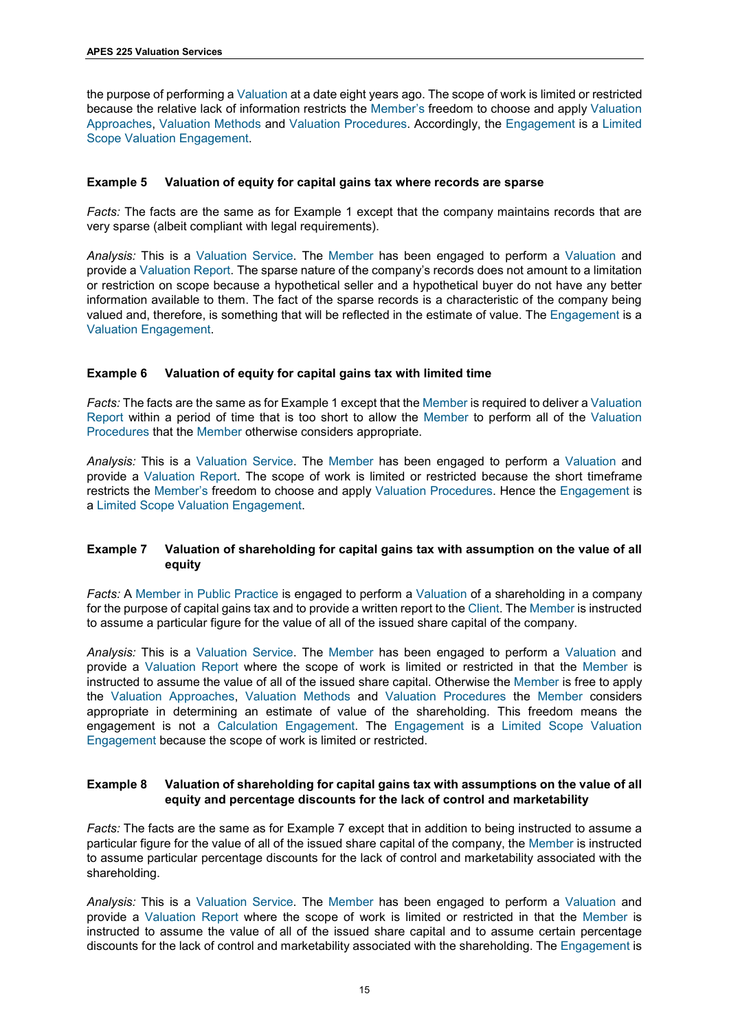the purpose of performing a Valuation at a date eight years ago. The scope of work is limited or restricted because the relative lack of information restricts the Member's freedom to choose and apply Valuation Approaches, Valuation Methods and Valuation Procedures. Accordingly, the Engagement is a Limited Scope Valuation Engagement.

**Example 5 Valuation of equity for capital gains tax where records are sparse**

*Facts:* The facts are the same as for Example 1 except that the company maintains records that are very sparse (albeit compliant with legal requirements).

*Analysis:* This is a Valuation Service. The Member has been engaged to perform a Valuation and provide a Valuation Report. The sparse nature of the company's records does not amount to a limitation or restriction on scope because a hypothetical seller and a hypothetical buyer do not have any better information available to them. The fact of the sparse records is a characteristic of the company being valued and, therefore, is something that will be reflected in the estimate of value. The Engagement is a Valuation Engagement.

**Example 6 Valuation of equity for capital gains tax with limited time**

*Facts:* The facts are the same as for Example 1 except that the Member is required to deliver a Valuation Report within a period of time that is too short to allow the Member to perform all of the Valuation Procedures that the Member otherwise considers appropriate.

*Analysis:* This is a Valuation Service. The Member has been engaged to perform a Valuation and provide a Valuation Report. The scope of work is limited or restricted because the short timeframe restricts the Member's freedom to choose and apply Valuation Procedures. Hence the Engagement is a Limited Scope Valuation Engagement.

**Example 7 Valuation of shareholding for capital gains tax with assumption on the value of all equity**

*Facts:* A Member in Public Practice is engaged to perform a Valuation of a shareholding in a company for the purpose of capital gains tax and to provide a written report to the Client. The Member is instructed to assume a particular figure for the value of all of the issued share capital of the company.

*Analysis:* This is a Valuation Service. The Member has been engaged to perform a Valuation and provide a Valuation Report where the scope of work is limited or restricted in that the Member is instructed to assume the value of all of the issued share capital. Otherwise the Member is free to apply the Valuation Approaches, Valuation Methods and Valuation Procedures the Member considers appropriate in determining an estimate of value of the shareholding. This freedom means the engagement is not a Calculation Engagement. The Engagement is a Limited Scope Valuation Engagement because the scope of work is limited or restricted.

**Example 8 Valuation of shareholding for capital gains tax with assumptions on the value of all equity and percentage discounts for the lack of control and marketability**

*Facts:* The facts are the same as for Example 7 except that in addition to being instructed to assume a particular figure for the value of all of the issued share capital of the company, the Member is instructed to assume particular percentage discounts for the lack of control and marketability associated with the shareholding.

*Analysis:* This is a Valuation Service. The Member has been engaged to perform a Valuation and provide a Valuation Report where the scope of work is limited or restricted in that the Member is instructed to assume the value of all of the issued share capital and to assume certain percentage discounts for the lack of control and marketability associated with the shareholding. The Engagement is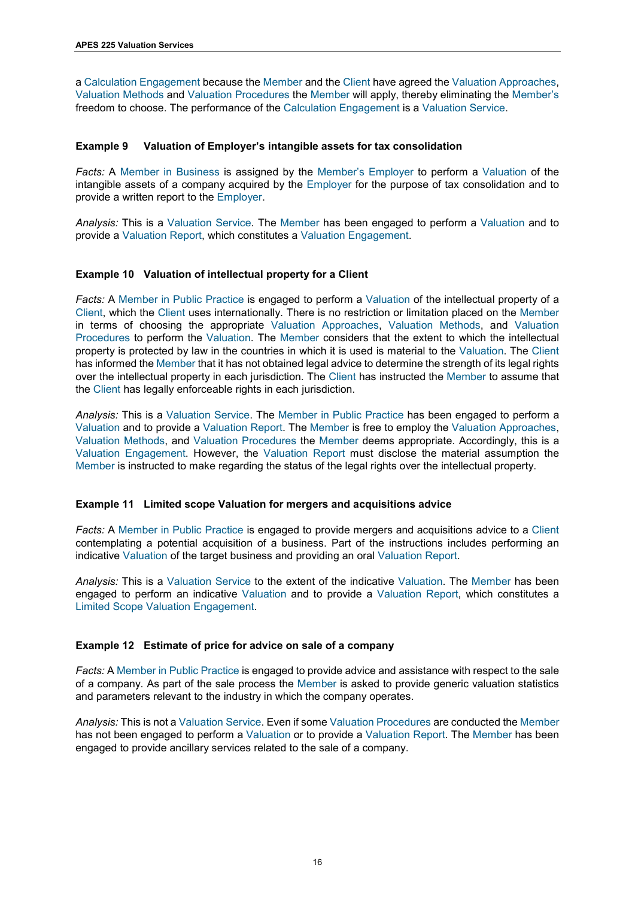a Calculation Engagement because the Member and the Client have agreed the Valuation Approaches, Valuation Methods and Valuation Procedures the Member will apply, thereby eliminating the Member's freedom to choose. The performance of the Calculation Engagement is a Valuation Service.

### Example 9 Valuation of Employer's intangible assets for tax consolidation

*Facts:* A Member in Business is assigned by the Member's Employer to perform a Valuation of the intangible assets of a company acquired by the Employer for the purpose of tax consolidation and to provide a written report to the Employer.

*Analysis:* This is a Valuation Service. The Member has been engaged to perform a Valuation and to provide a Valuation Report, which constitutes a Valuation Engagement.

### Example 10 Valuation of intellectual property for a Client

*Facts:* A Member in Public Practice is engaged to perform a Valuation of the intellectual property of a Client, which the Client uses internationally. There is no restriction or limitation placed on the Member in terms of choosing the appropriate Valuation Approaches, Valuation Methods, and Valuation Procedures to perform the Valuation. The Member considers that the extent to which the intellectual property is protected by law in the countries in which it is used is material to the Valuation. The Client has informed the Member that it has not obtained legal advice to determine the strength of its legal rights over the intellectual property in each jurisdiction. The Client has instructed the Member to assume that the Client has legally enforceable rights in each jurisdiction.

*Analysis:* This is a Valuation Service. The Member in Public Practice has been engaged to perform a Valuation and to provide a Valuation Report. The Member is free to employ the Valuation Approaches, Valuation Methods, and Valuation Procedures the Member deems appropriate. Accordingly, this is a Valuation Engagement. However, the Valuation Report must disclose the material assumption the Member is instructed to make regarding the status of the legal rights over the intellectual property.

### Example 11 Limited scope Valuation for mergers and acquisitions advice

*Facts:* A Member in Public Practice is engaged to provide mergers and acquisitions advice to a Client contemplating a potential acquisition of a business. Part of the instructions includes performing an indicative Valuation of the target business and providing an oral Valuation Report.

*Analysis:* This is a Valuation Service to the extent of the indicative Valuation. The Member has been engaged to perform an indicative Valuation and to provide a Valuation Report, which constitutes a Limited Scope Valuation Engagement.

### Example 12 Estimate of price for advice on sale of a company

*Facts:* A Member in Public Practice is engaged to provide advice and assistance with respect to the sale of a company. As part of the sale process the Member is asked to provide generic valuation statistics and parameters relevant to the industry in which the company operates.

*Analysis:* This is not a Valuation Service. Even if some Valuation Procedures are conducted the Member has not been engaged to perform a Valuation or to provide a Valuation Report. The Member has been engaged to provide ancillary services related to the sale of a company.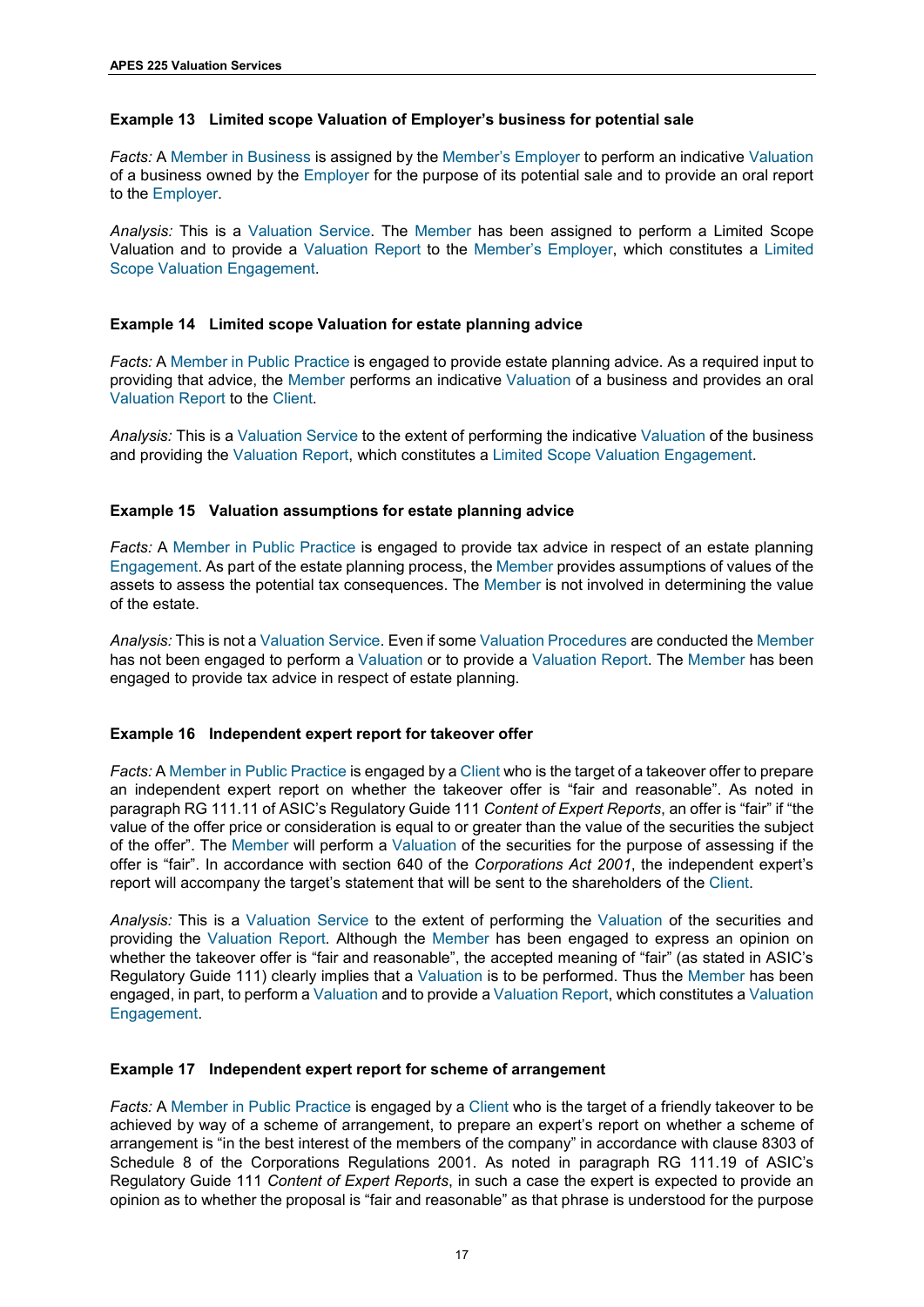### Example 13 Limited scope Valuation of Employer's business for potential sale

*Facts:* A Member in Business is assigned by the Member's Employer to perform an indicative Valuation of a business owned by the Employer for the purpose of its potential sale and to provide an oral report to the Employer.

*Analysis:* This is a Valuation Service. The Member has been assigned to perform a Limited Scope Valuation and to provide a Valuation Report to the Member's Employer, which constitutes a Limited Scope Valuation Engagement.

### Example 14 Limited scope Valuation for estate planning advice

*Facts:* A Member in Public Practice is engaged to provide estate planning advice. As a required input to providing that advice, the Member performs an indicative Valuation of a business and provides an oral Valuation Report to the Client.

*Analysis:* This is a Valuation Service to the extent of performing the indicative Valuation of the business and providing the Valuation Report, which constitutes a Limited Scope Valuation Engagement.

### Example 15 Valuation assumptions for estate planning advice

*Facts:* A Member in Public Practice is engaged to provide tax advice in respect of an estate planning Engagement. As part of the estate planning process, the Member provides assumptions of values of the assets to assess the potential tax consequences. The Member is not involved in determining the value of the estate.

*Analysis:* This is not a Valuation Service. Even if some Valuation Procedures are conducted the Member has not been engaged to perform a Valuation or to provide a Valuation Report. The Member has been engaged to provide tax advice in respect of estate planning.

### Example 16 Independent expert report for takeover offer

*Facts:* A Member in Public Practice is engaged by a Client who is the target of a takeover offer to prepare an independent expert report on whether the takeover offer is "fair and reasonable". As noted in paragraph RG 111.11 of ASIC's Regulatory Guide 111 *Content of Expert Reports*, an offer is "fair" if "the value of the offer price or consideration is equal to or greater than the value of the securities the subject of the offer". The Member will perform a Valuation of the securities for the purpose of assessing if the offer is "fair". In accordance with section 640 of the *Corporations Act 2001*, the independent expert's report will accompany the target's statement that will be sent to the shareholders of the Client.

*Analysis:* This is a Valuation Service to the extent of performing the Valuation of the securities and providing the Valuation Report. Although the Member has been engaged to express an opinion on whether the takeover offer is "fair and reasonable", the accepted meaning of "fair" (as stated in ASIC's Regulatory Guide 111) clearly implies that a Valuation is to be performed. Thus the Member has been engaged, in part, to perform a Valuation and to provide a Valuation Report, which constitutes a Valuation Engagement.

### Example 17 Independent expert report for scheme of arrangement

*Facts:* A Member in Public Practice is engaged by a Client who is the target of a friendly takeover to be achieved by way of a scheme of arrangement, to prepare an expert's report on whether a scheme of arrangement is "in the best interest of the members of the company" in accordance with clause 8303 of Schedule 8 of the Corporations Regulations 2001. As noted in paragraph RG 111.19 of ASIC's Regulatory Guide 111 *Content of Expert Reports*, in such a case the expert is expected to provide an opinion as to whether the proposal is "fair and reasonable" as that phrase is understood for the purpose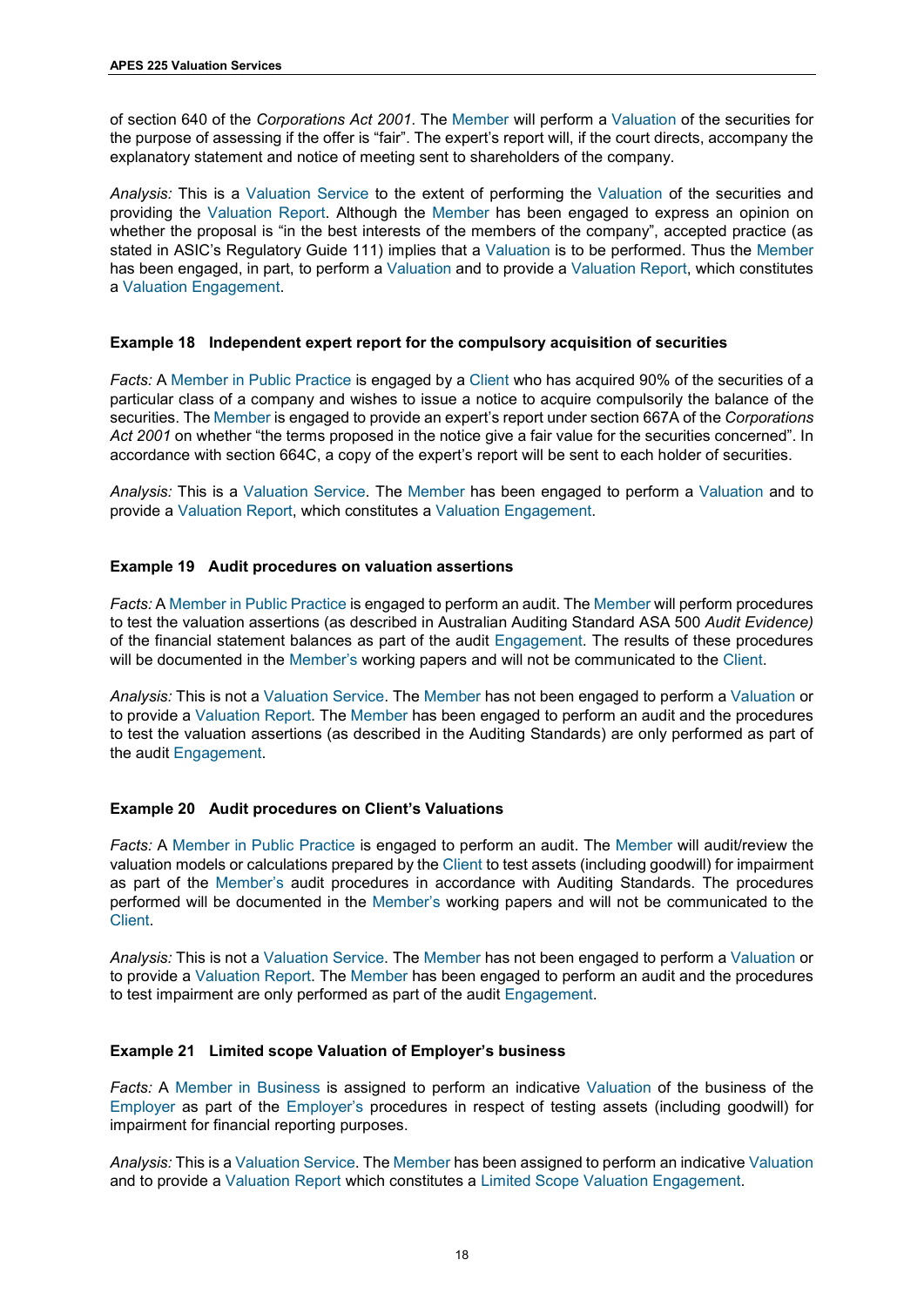of section 640 of the *Corporations Act 2001*. The Member will perform a Valuation of the securities for the purpose of assessing if the offer is "fair". The expert's report will, if the court directs, accompany the explanatory statement and notice of meeting sent to shareholders of the company.

*Analysis:* This is a Valuation Service to the extent of performing the Valuation of the securities and providing the Valuation Report. Although the Member has been engaged to express an opinion on whether the proposal is "in the best interests of the members of the company", accepted practice (as stated in ASIC's Regulatory Guide 111) implies that a Valuation is to be performed. Thus the Member has been engaged, in part, to perform a Valuation and to provide a Valuation Report, which constitutes a Valuation Engagement.

**Example 18 Independent expert report for the compulsory acquisition of securities**

*Facts:* A Member in Public Practice is engaged by a Client who has acquired 90% of the securities of a particular class of a company and wishes to issue a notice to acquire compulsorily the balance of the securities. The Member is engaged to provide an expert's report under section 667A of the *Corporations Act 2001* on whether "the terms proposed in the notice give a fair value for the securities concerned". In accordance with section 664C, a copy of the expert's report will be sent to each holder of securities.

*Analysis:* This is a Valuation Service. The Member has been engaged to perform a Valuation and to provide a Valuation Report, which constitutes a Valuation Engagement.

**Example 19 Audit procedures on valuation assertions**

*Facts:* A Member in Public Practice is engaged to perform an audit. The Member will perform procedures to test the valuation assertions (as described in Australian Auditing Standard ASA 500 *Audit Evidence)* of the financial statement balances as part of the audit Engagement. The results of these procedures will be documented in the Member's working papers and will not be communicated to the Client.

*Analysis:* This is not a Valuation Service. The Member has not been engaged to perform a Valuation or to provide a Valuation Report. The Member has been engaged to perform an audit and the procedures to test the valuation assertions (as described in the Auditing Standards) are only performed as part of the audit Engagement.

**Example 20 Audit procedures on Client's Valuations**

*Facts:* A Member in Public Practice is engaged to perform an audit. The Member will audit/review the valuation models or calculations prepared by the Client to test assets (including goodwill) for impairment as part of the Member's audit procedures in accordance with Auditing Standards. The procedures performed will be documented in the Member's working papers and will not be communicated to the Client.

*Analysis:* This is not a Valuation Service. The Member has not been engaged to perform a Valuation or to provide a Valuation Report. The Member has been engaged to perform an audit and the procedures to test impairment are only performed as part of the audit Engagement.

**Example 21 Limited scope Valuation of Employer's business**

*Facts:* A Member in Business is assigned to perform an indicative Valuation of the business of the Employer as part of the Employer's procedures in respect of testing assets (including goodwill) for impairment for financial reporting purposes.

*Analysis:* This is a Valuation Service. The Member has been assigned to perform an indicative Valuation and to provide a Valuation Report which constitutes a Limited Scope Valuation Engagement.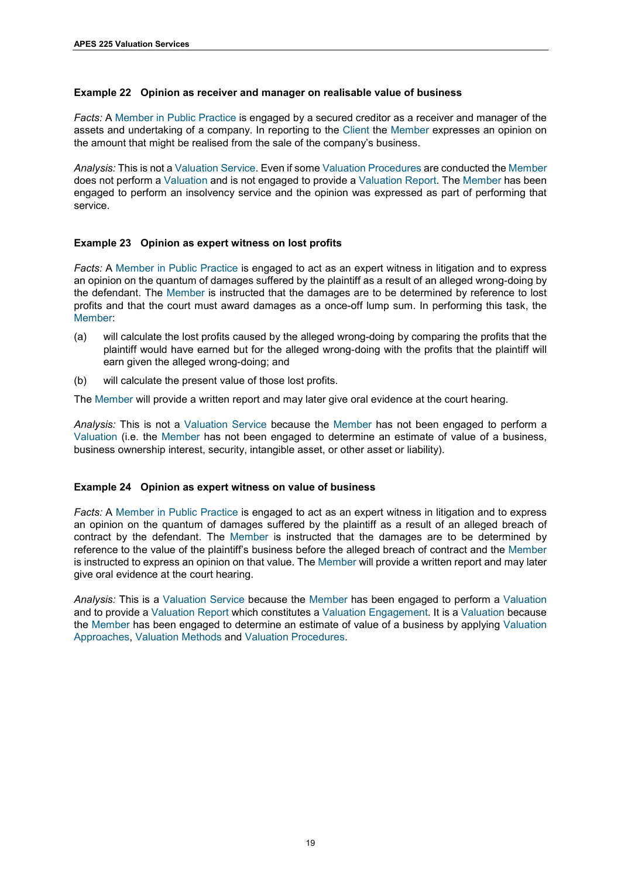### Example 22 Opinion as receiver and manager on realisable value of business

*Facts:* A Member in Public Practice is engaged by a secured creditor as a receiver and manager of the assets and undertaking of a company. In reporting to the Client the Member expresses an opinion on the amount that might be realised from the sale of the company's business.

*Analysis:* This is not a Valuation Service. Even if some Valuation Procedures are conducted the Member does not perform a Valuation and is not engaged to provide a Valuation Report. The Member has been engaged to perform an insolvency service and the opinion was expressed as part of performing that service.

### Example 23 Opinion as expert witness on lost profits

*Facts:* A Member in Public Practice is engaged to act as an expert witness in litigation and to express an opinion on the quantum of damages suffered by the plaintiff as a result of an alleged wrong-doing by the defendant. The Member is instructed that the damages are to be determined by reference to lost profits and that the court must award damages as a once-off lump sum. In performing this task, the Member:

(a) will calculate the lost profits caused by the alleged wrong-doing by comparing the profits that the plaintiff would have earned but for the alleged wrong-doing with the profits that the plaintiff will earn given the alleged wrong-doing; and

(b) will calculate the present value of those lost profits.

The Member will provide a written report and may later give oral evidence at the court hearing.

*Analysis:* This is not a Valuation Service because the Member has not been engaged to perform a Valuation (i.e. the Member has not been engaged to determine an estimate of value of a business, business ownership interest, security, intangible asset, or other asset or liability).

### Example 24 Opinion as expert witness on value of business

*Facts:* A Member in Public Practice is engaged to act as an expert witness in litigation and to express an opinion on the quantum of damages suffered by the plaintiff as a result of an alleged breach of contract by the defendant. The Member is instructed that the damages are to be determined by reference to the value of the plaintiff's business before the alleged breach of contract and the Member is instructed to express an opinion on that value. The Member will provide a written report and may later give oral evidence at the court hearing.

*Analysis:* This is a Valuation Service because the Member has been engaged to perform a Valuation and to provide a Valuation Report which constitutes a Valuation Engagement. It is a Valuation because the Member has been engaged to determine an estimate of value of a business by applying Valuation Approaches, Valuation Methods and Valuation Procedures.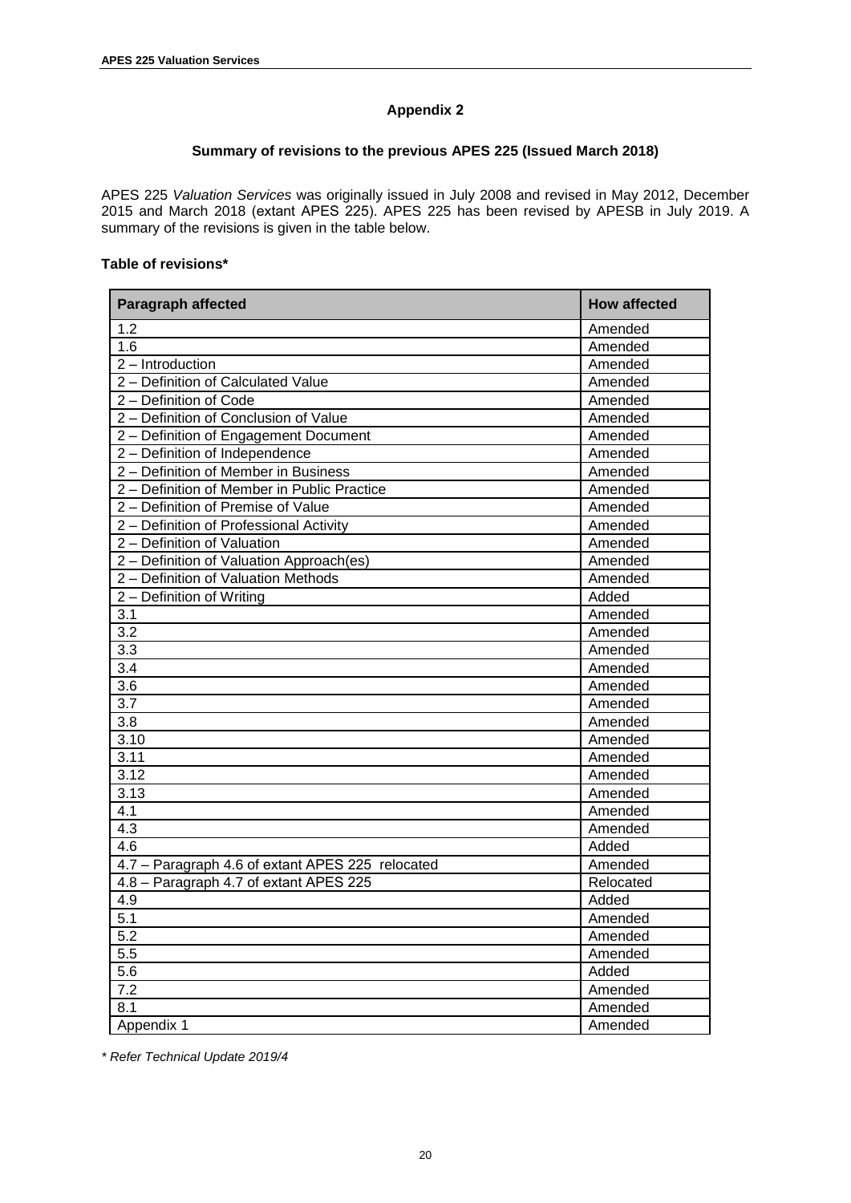## Appendix 2

### Summary of revisions to the previous APES 225 (Issued March 2018)

APES 225 *Valuation Services* was originally issued in July 2008 and revised in May 2012, December 2015 and March 2018 (extant APES 225). APES 225 has been revised by APESB in July 2019. A summary of the revisions is given in the table below.

**Table of revisions***

| Paragraph affected | How affected |
|---|---|
| 1.2 | Amended |
| 1.6 | Amended |
| 2 – Introduction | Amended |
| 2 – Definition of Calculated Value | Amended |
| 2 – Definition of Code | Amended |
| 2 – Definition of Conclusion of Value | Amended |
| 2 – Definition of Engagement Document | Amended |
| 2 – Definition of Independence | Amended |
| 2 – Definition of Member in Business | Amended |
| 2 – Definition of Member in Public Practice | Amended |
| 2 – Definition of Premise of Value | Amended |
| 2 – Definition of Professional Activity | Amended |
| 2 – Definition of Valuation | Amended |
| 2 – Definition of Valuation Approach(es) | Amended |
| 2 – Definition of Valuation Methods | Amended |
| 2 – Definition of Writing | Added |
| 3.1 | Amended |
| 3.2 | Amended |
| 3.3 | Amended |
| 3.4 | Amended |
| 3.6 | Amended |
| 3.7 | Amended |
| 3.8 | Amended |
| 3.10 | Amended |
| 3.11 | Amended |
| 3.12 | Amended |
| 3.13 | Amended |
| 4.1 | Amended |
| 4.3 | Amended |
| 4.6 | Added |
| 4.7 – Paragraph 4.6 of extant APES 225 relocated | Amended |
| 4.8 – Paragraph 4.7 of extant APES 225 | Relocated |
| 4.9 | Added |
| 5.1 | Amended |
| 5.2 | Amended |
| 5.5 | Amended |
| 5.6 | Added |
| 7.2 | Amended |
| 8.1 | Amended |
| Appendix 1 | Amended |

*\* Refer Technical Update 2019/4*